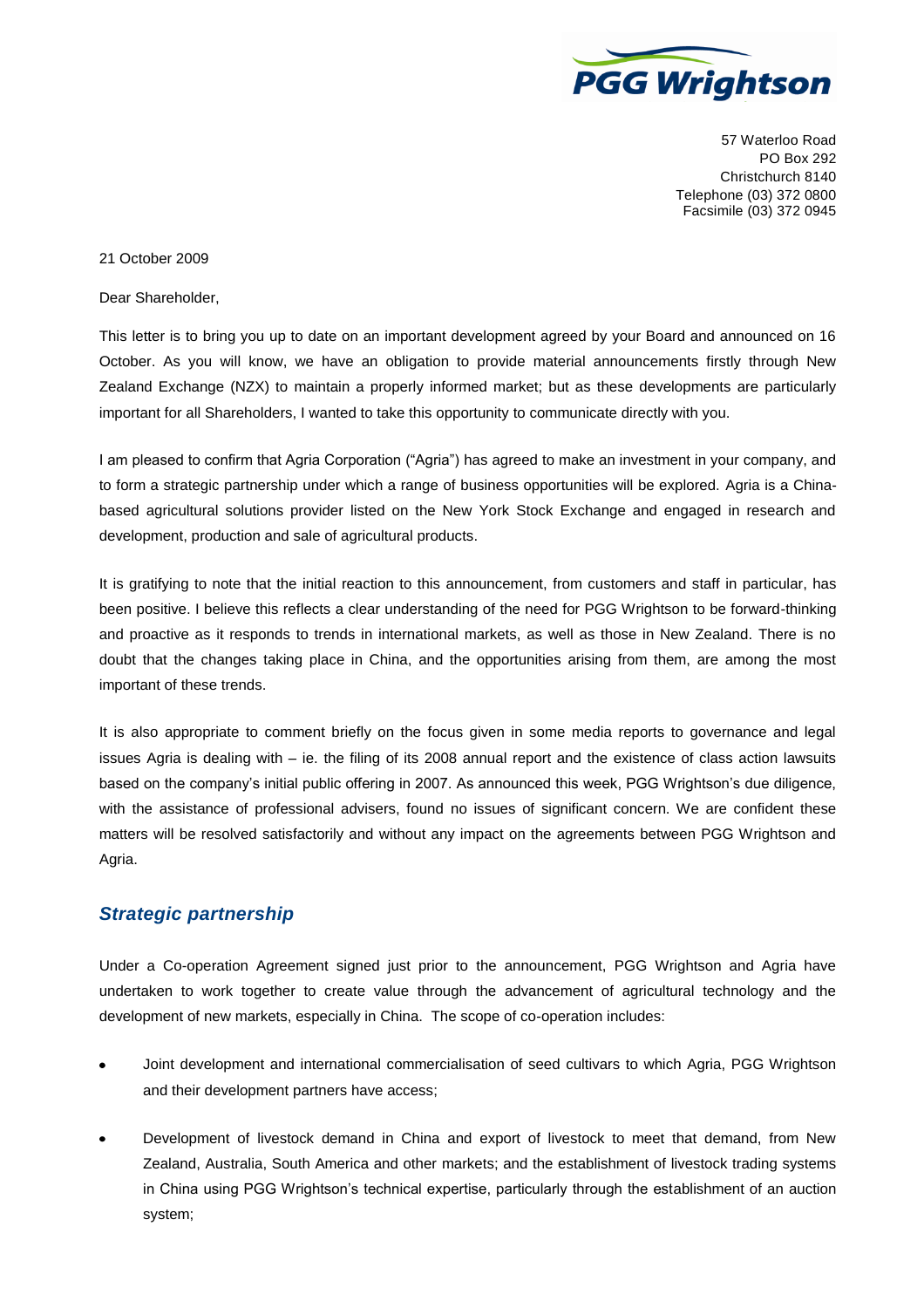PGG Wrightson

57 Waterloo Road
PO Box 292
Christchurch 8140
Telephone (03) 372 0800
Facsimile (03) 372 0945

21 October 2009

Dear Shareholder,

This letter is to bring you up to date on an important development agreed by your Board and announced on 16 October. As you will know, we have an obligation to provide material announcements firstly through New Zealand Exchange (NZX) to maintain a properly informed market; but as these developments are particularly important for all Shareholders, I wanted to take this opportunity to communicate directly with you.

I am pleased to confirm that Agria Corporation ("Agria") has agreed to make an investment in your company, and to form a strategic partnership under which a range of business opportunities will be explored. Agria is a China-based agricultural solutions provider listed on the New York Stock Exchange and engaged in research and development, production and sale of agricultural products.

It is gratifying to note that the initial reaction to this announcement, from customers and staff in particular, has been positive. I believe this reflects a clear understanding of the need for PGG Wrightson to be forward-thinking and proactive as it responds to trends in international markets, as well as those in New Zealand. There is no doubt that the changes taking place in China, and the opportunities arising from them, are among the most important of these trends.

It is also appropriate to comment briefly on the focus given in some media reports to governance and legal issues Agria is dealing with – ie. the filing of its 2008 annual report and the existence of class action lawsuits based on the company's initial public offering in 2007. As announced this week, PGG Wrightson's due diligence, with the assistance of professional advisers, found no issues of significant concern. We are confident these matters will be resolved satisfactorily and without any impact on the agreements between PGG Wrightson and Agria.

## *Strategic partnership*

Under a Co-operation Agreement signed just prior to the announcement, PGG Wrightson and Agria have undertaken to work together to create value through the advancement of agricultural technology and the development of new markets, especially in China. The scope of co-operation includes:

- Joint development and international commercialisation of seed cultivars to which Agria, PGG Wrightson and their development partners have access;
- Development of livestock demand in China and export of livestock to meet that demand, from New Zealand, Australia, South America and other markets; and the establishment of livestock trading systems in China using PGG Wrightson's technical expertise, particularly through the establishment of an auction system;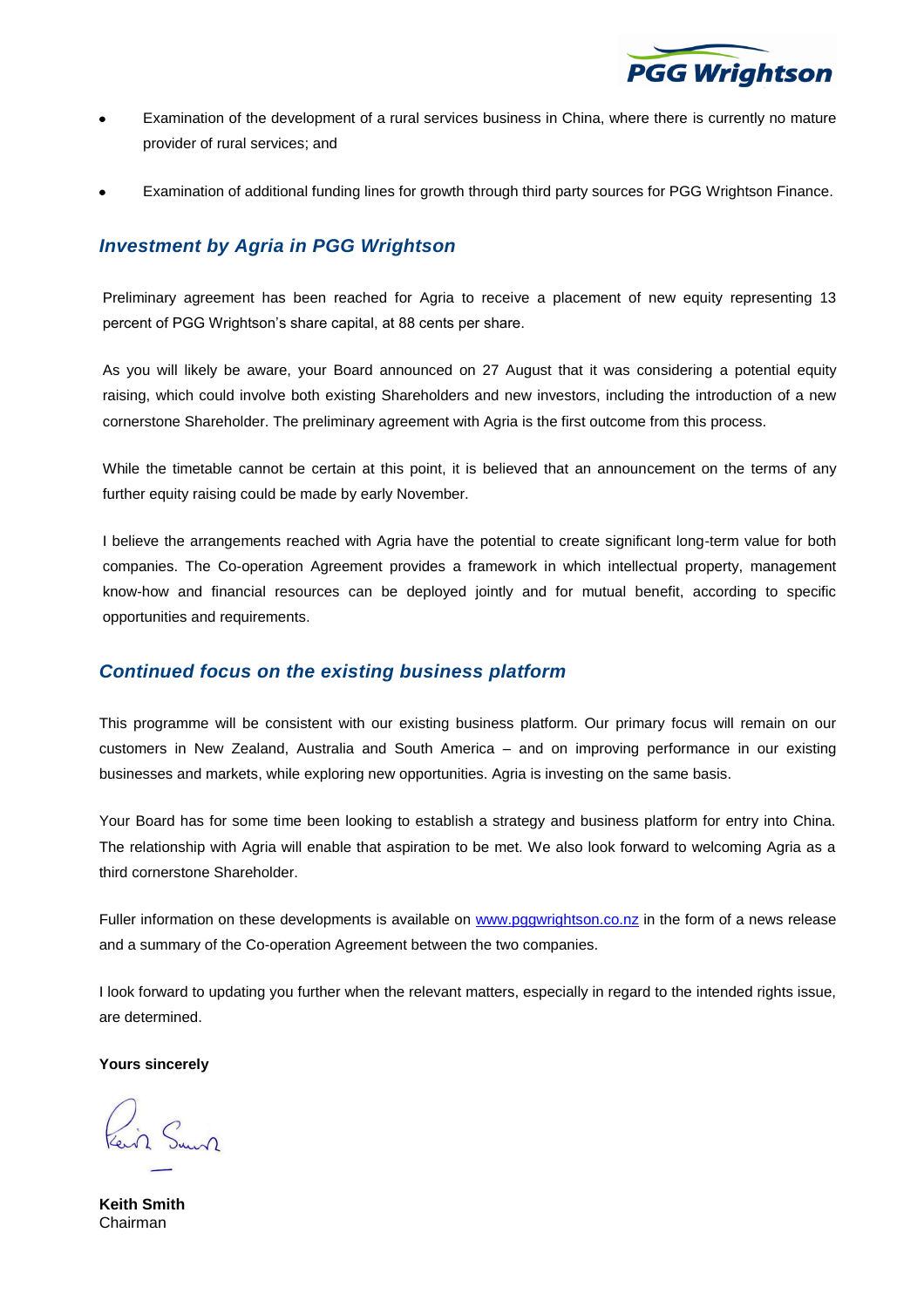- Examination of the development of a rural services business in China, where there is currently no mature provider of rural services; and
- Examination of additional funding lines for growth through third party sources for PGG Wrightson Finance.

## *Investment by Agria in PGG Wrightson*

Preliminary agreement has been reached for Agria to receive a placement of new equity representing 13 percent of PGG Wrightson's share capital, at 88 cents per share.

As you will likely be aware, your Board announced on 27 August that it was considering a potential equity raising, which could involve both existing Shareholders and new investors, including the introduction of a new cornerstone Shareholder. The preliminary agreement with Agria is the first outcome from this process.

While the timetable cannot be certain at this point, it is believed that an announcement on the terms of any further equity raising could be made by early November.

I believe the arrangements reached with Agria have the potential to create significant long-term value for both companies. The Co-operation Agreement provides a framework in which intellectual property, management know-how and financial resources can be deployed jointly and for mutual benefit, according to specific opportunities and requirements.

## *Continued focus on the existing business platform*

This programme will be consistent with our existing business platform. Our primary focus will remain on our customers in New Zealand, Australia and South America – and on improving performance in our existing businesses and markets, while exploring new opportunities. Agria is investing on the same basis.

Your Board has for some time been looking to establish a strategy and business platform for entry into China. The relationship with Agria will enable that aspiration to be met. We also look forward to welcoming Agria as a third cornerstone Shareholder.

Fuller information on these developments is available on [www.pggwrightson.co.nz](http://www.pggwrightson.co.nz) in the form of a news release and a summary of the Co-operation Agreement between the two companies.

I look forward to updating you further when the relevant matters, especially in regard to the intended rights issue, are determined.

**Yours sincerely**

**Keith Smith**
Chairman